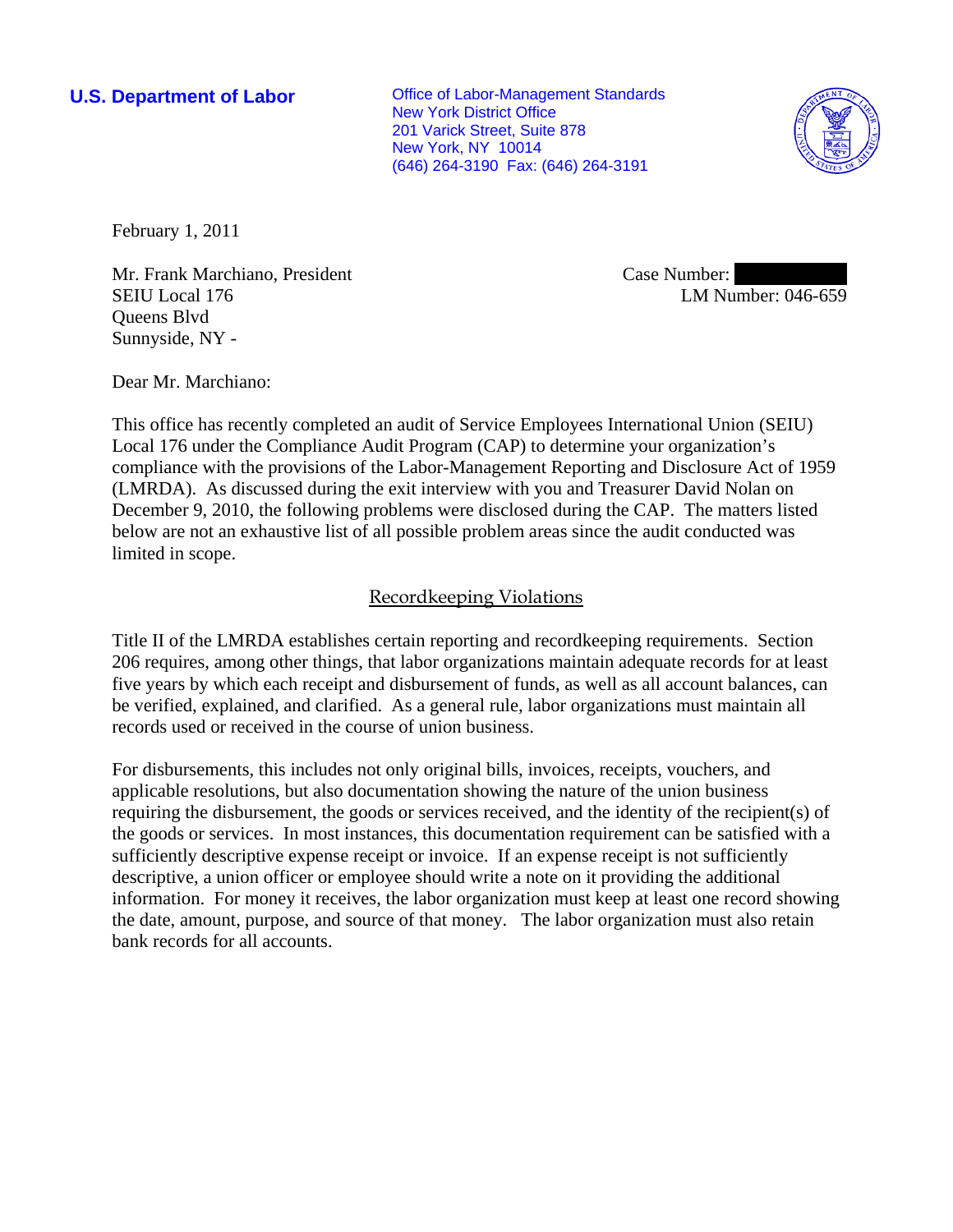**U.S. Department of Labor**

Office of Labor-Management Standards
New York District Office
201 Varick Street, Suite 878
New York, NY 10014
(646) 264-3190 Fax: (646) 264-3191

February 1, 2011

Mr. Frank Marchiano, President
SEIU Local 176
Queens Blvd
Sunnyside, NY -

Case Number:
LM Number: 046-659

Dear Mr. Marchiano:

This office has recently completed an audit of Service Employees International Union (SEIU) Local 176 under the Compliance Audit Program (CAP) to determine your organization's compliance with the provisions of the Labor-Management Reporting and Disclosure Act of 1959 (LMRDA). As discussed during the exit interview with you and Treasurer David Nolan on December 9, 2010, the following problems were disclosed during the CAP. The matters listed below are not an exhaustive list of all possible problem areas since the audit conducted was limited in scope.

## Recordkeeping Violations

Title II of the LMRDA establishes certain reporting and recordkeeping requirements. Section 206 requires, among other things, that labor organizations maintain adequate records for at least five years by which each receipt and disbursement of funds, as well as all account balances, can be verified, explained, and clarified. As a general rule, labor organizations must maintain all records used or received in the course of union business.

For disbursements, this includes not only original bills, invoices, receipts, vouchers, and applicable resolutions, but also documentation showing the nature of the union business requiring the disbursement, the goods or services received, and the identity of the recipient(s) of the goods or services. In most instances, this documentation requirement can be satisfied with a sufficiently descriptive expense receipt or invoice. If an expense receipt is not sufficiently descriptive, a union officer or employee should write a note on it providing the additional information. For money it receives, the labor organization must keep at least one record showing the date, amount, purpose, and source of that money. The labor organization must also retain bank records for all accounts.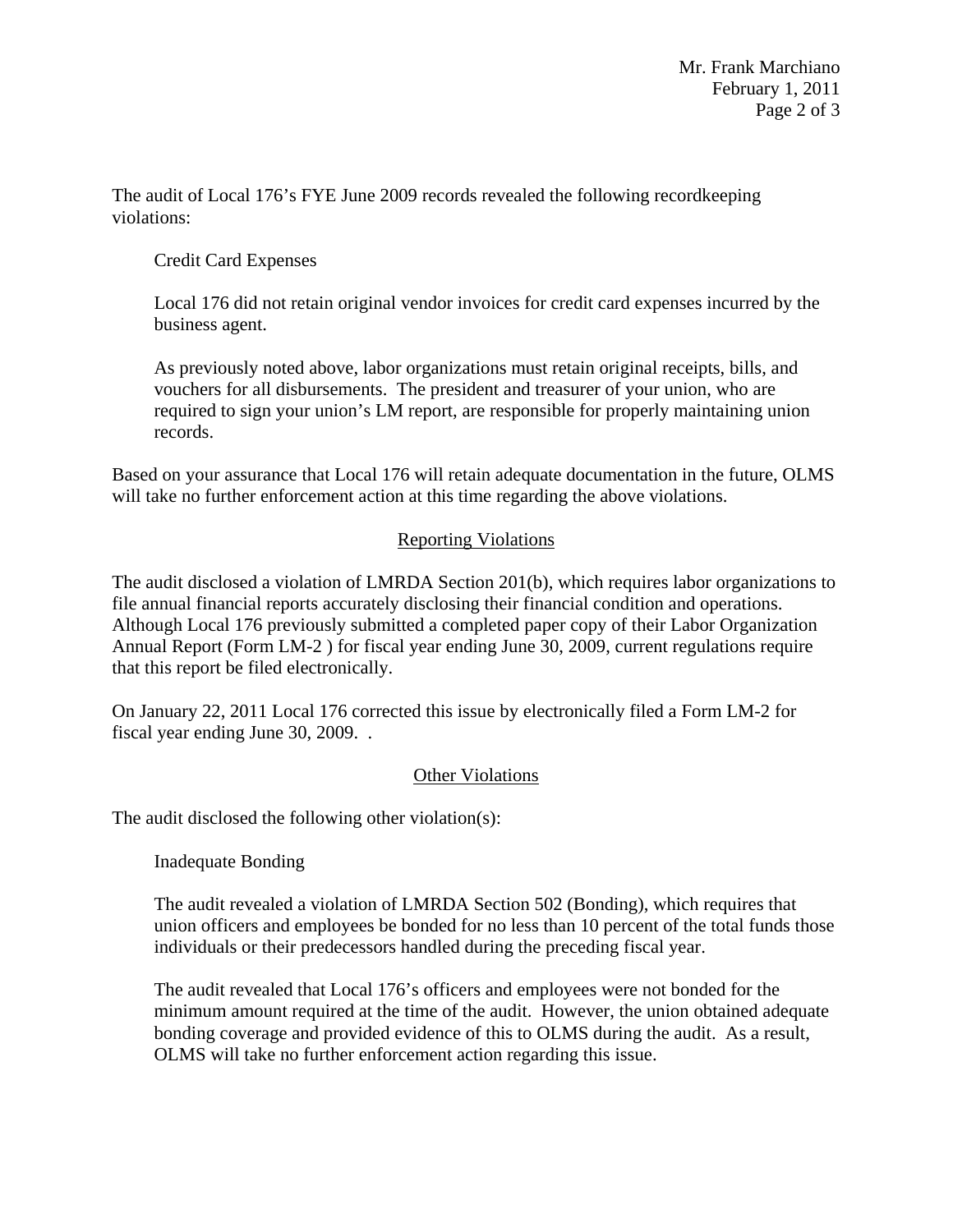The audit of Local 176's FYE June 2009 records revealed the following recordkeeping violations:

Credit Card Expenses

Local 176 did not retain original vendor invoices for credit card expenses incurred by the business agent.

As previously noted above, labor organizations must retain original receipts, bills, and vouchers for all disbursements. The president and treasurer of your union, who are required to sign your union's LM report, are responsible for properly maintaining union records.

Based on your assurance that Local 176 will retain adequate documentation in the future, OLMS will take no further enforcement action at this time regarding the above violations.

## Reporting Violations

The audit disclosed a violation of LMRDA Section 201(b), which requires labor organizations to file annual financial reports accurately disclosing their financial condition and operations. Although Local 176 previously submitted a completed paper copy of their Labor Organization Annual Report (Form LM-2 ) for fiscal year ending June 30, 2009, current regulations require that this report be filed electronically.

On January 22, 2011 Local 176 corrected this issue by electronically filed a Form LM-2 for fiscal year ending June 30, 2009. .

## Other Violations

The audit disclosed the following other violation(s):

Inadequate Bonding

The audit revealed a violation of LMRDA Section 502 (Bonding), which requires that union officers and employees be bonded for no less than 10 percent of the total funds those individuals or their predecessors handled during the preceding fiscal year.

The audit revealed that Local 176's officers and employees were not bonded for the minimum amount required at the time of the audit. However, the union obtained adequate bonding coverage and provided evidence of this to OLMS during the audit. As a result, OLMS will take no further enforcement action regarding this issue.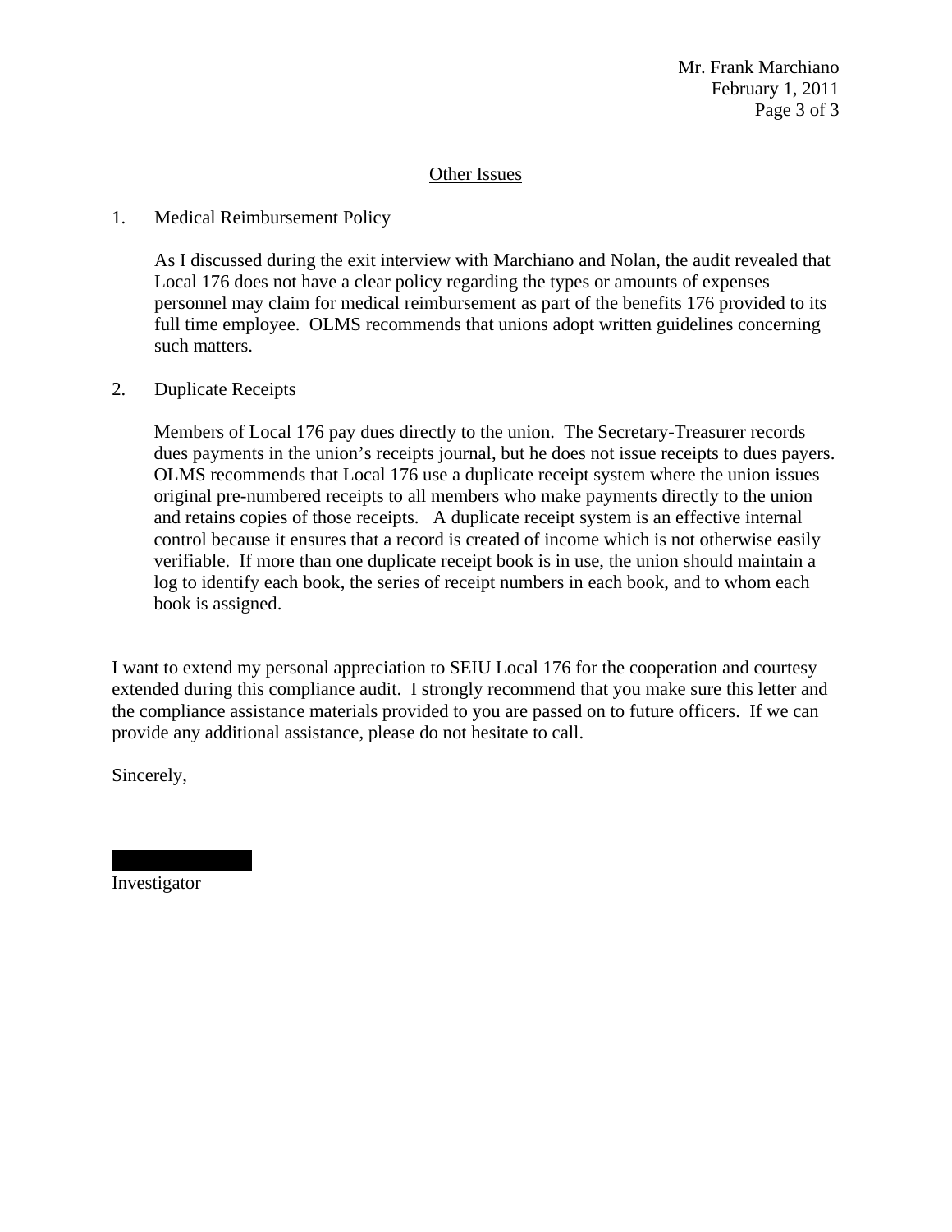## Other Issues

1. Medical Reimbursement Policy

   As I discussed during the exit interview with Marchiano and Nolan, the audit revealed that Local 176 does not have a clear policy regarding the types or amounts of expenses personnel may claim for medical reimbursement as part of the benefits 176 provided to its full time employee. OLMS recommends that unions adopt written guidelines concerning such matters.

2. Duplicate Receipts

   Members of Local 176 pay dues directly to the union. The Secretary-Treasurer records dues payments in the union's receipts journal, but he does not issue receipts to dues payers. OLMS recommends that Local 176 use a duplicate receipt system where the union issues original pre-numbered receipts to all members who make payments directly to the union and retains copies of those receipts. A duplicate receipt system is an effective internal control because it ensures that a record is created of income which is not otherwise easily verifiable. If more than one duplicate receipt book is in use, the union should maintain a log to identify each book, the series of receipt numbers in each book, and to whom each book is assigned.

I want to extend my personal appreciation to SEIU Local 176 for the cooperation and courtesy extended during this compliance audit. I strongly recommend that you make sure this letter and the compliance assistance materials provided to you are passed on to future officers. If we can provide any additional assistance, please do not hesitate to call.

Sincerely,

[REDACTED]

Investigator